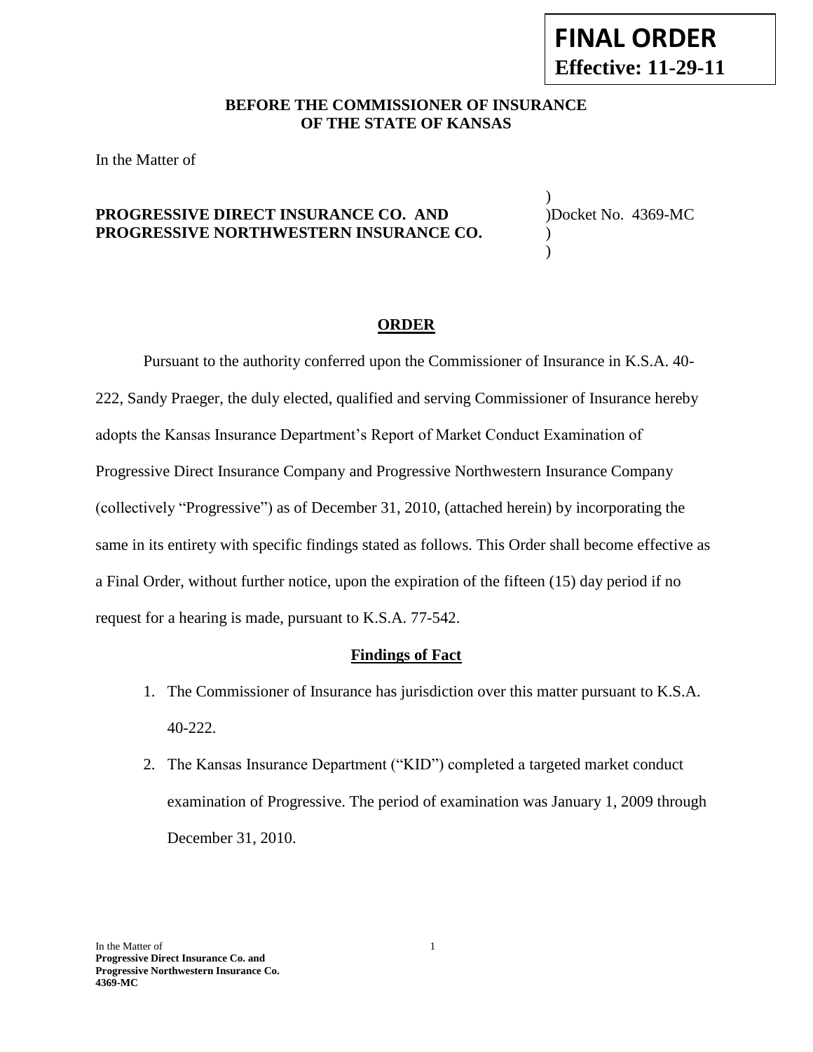**FINAL ORDER**
**Effective: 11-29-11**

**BEFORE THE COMMISSIONER OF INSURANCE OF THE STATE OF KANSAS**

In the Matter of

**PROGRESSIVE DIRECT INSURANCE CO. AND PROGRESSIVE NORTHWESTERN INSURANCE CO.** ) Docket No. 4369-MC

## ORDER

Pursuant to the authority conferred upon the Commissioner of Insurance in K.S.A. 40-222, Sandy Praeger, the duly elected, qualified and serving Commissioner of Insurance hereby adopts the Kansas Insurance Department's Report of Market Conduct Examination of Progressive Direct Insurance Company and Progressive Northwestern Insurance Company (collectively "Progressive") as of December 31, 2010, (attached herein) by incorporating the same in its entirety with specific findings stated as follows. This Order shall become effective as a Final Order, without further notice, upon the expiration of the fifteen (15) day period if no request for a hearing is made, pursuant to K.S.A. 77-542.

## Findings of Fact

1. The Commissioner of Insurance has jurisdiction over this matter pursuant to K.S.A. 40-222.
2. The Kansas Insurance Department ("KID") completed a targeted market conduct examination of Progressive. The period of examination was January 1, 2009 through December 31, 2010.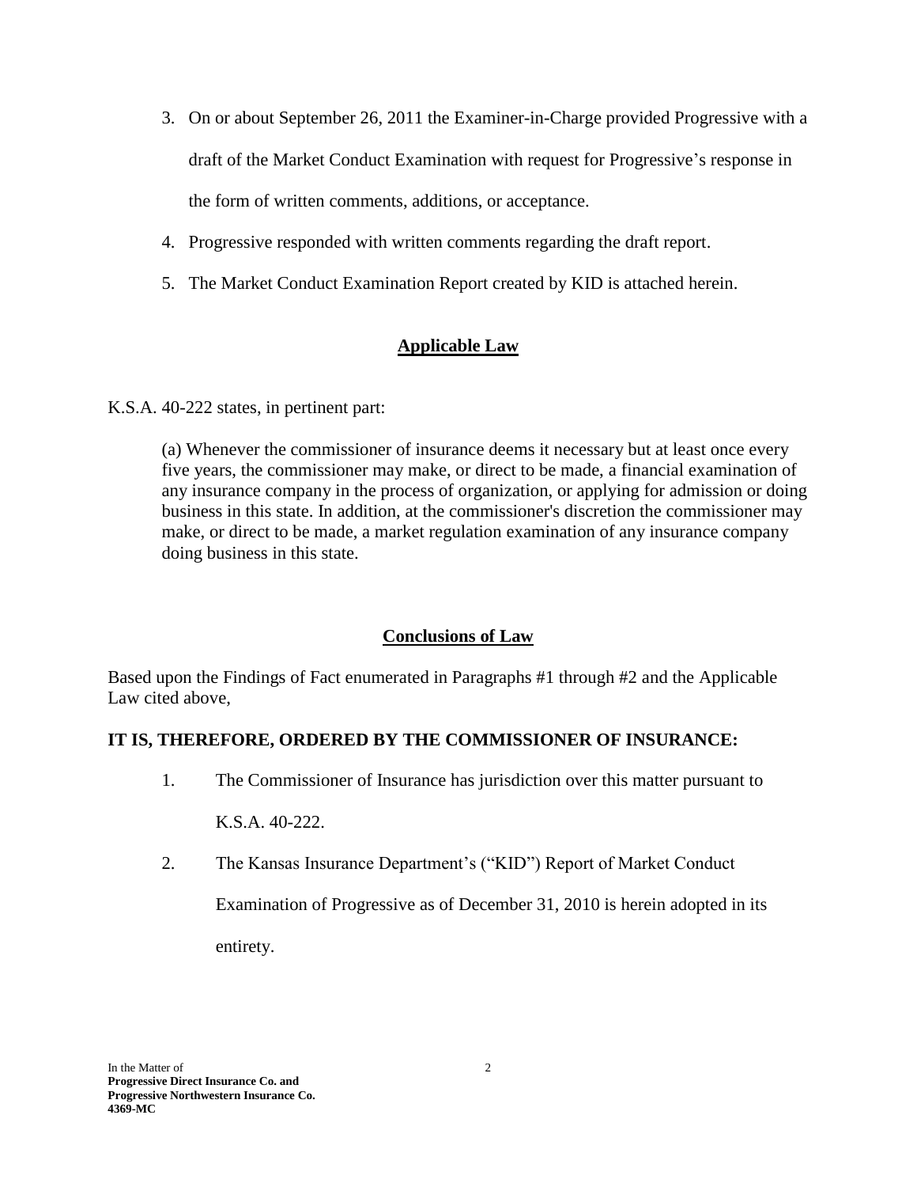3. On or about September 26, 2011 the Examiner-in-Charge provided Progressive with a draft of the Market Conduct Examination with request for Progressive's response in the form of written comments, additions, or acceptance.
4. Progressive responded with written comments regarding the draft report.
5. The Market Conduct Examination Report created by KID is attached herein.

## Applicable Law

K.S.A. 40-222 states, in pertinent part:

> (a) Whenever the commissioner of insurance deems it necessary but at least once every five years, the commissioner may make, or direct to be made, a financial examination of any insurance company in the process of organization, or applying for admission or doing business in this state. In addition, at the commissioner's discretion the commissioner may make, or direct to be made, a market regulation examination of any insurance company doing business in this state.

## Conclusions of Law

Based upon the Findings of Fact enumerated in Paragraphs #1 through #2 and the Applicable Law cited above,

**IT IS, THEREFORE, ORDERED BY THE COMMISSIONER OF INSURANCE:**

1. The Commissioner of Insurance has jurisdiction over this matter pursuant to K.S.A. 40-222.
2. The Kansas Insurance Department's ("KID") Report of Market Conduct Examination of Progressive as of December 31, 2010 is herein adopted in its entirety.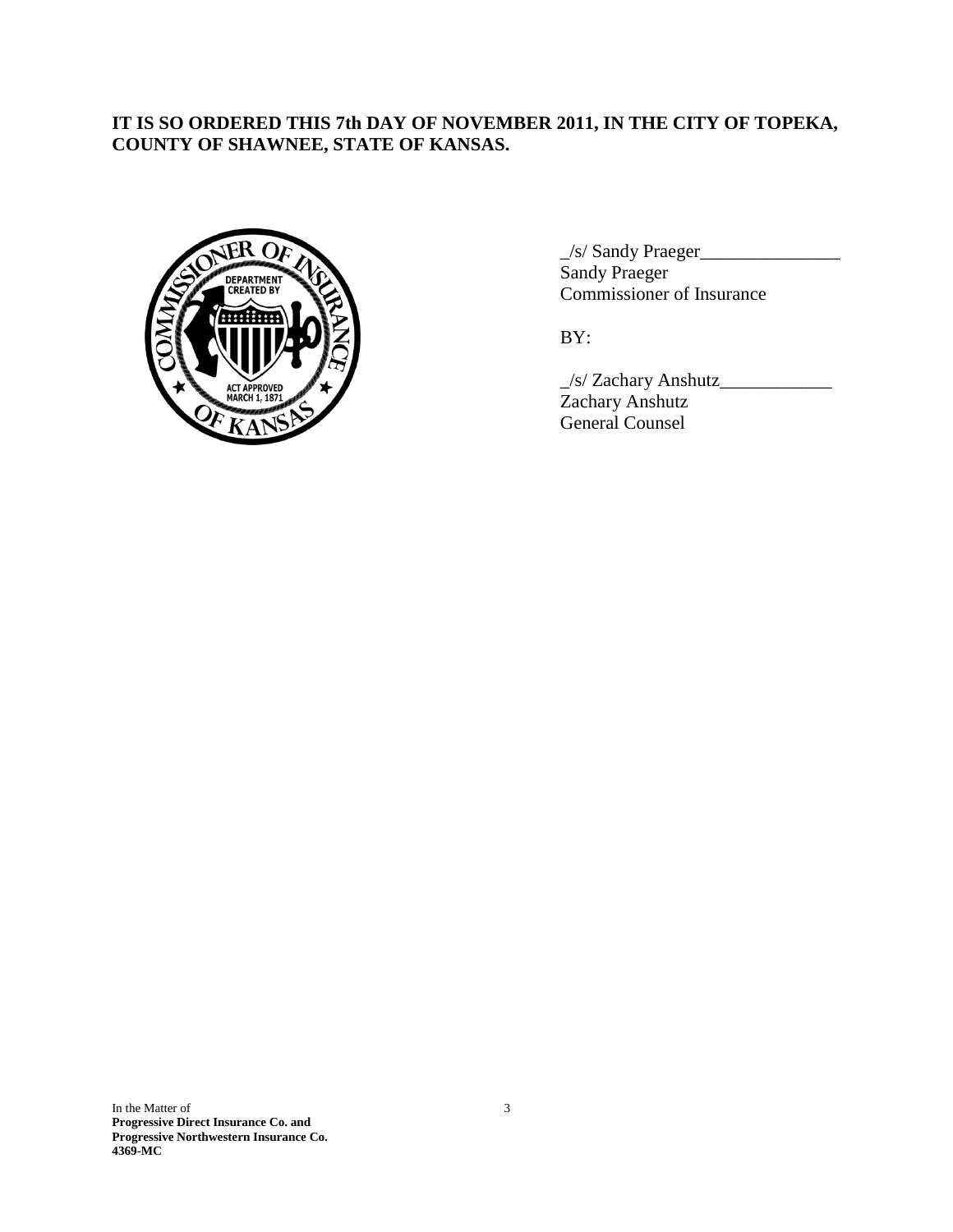**IT IS SO ORDERED THIS 7th DAY OF NOVEMBER 2011, IN THE CITY OF TOPEKA, COUNTY OF SHAWNEE, STATE OF KANSAS.**

_/s/ Sandy Praeger_______________
Sandy Praeger
Commissioner of Insurance

BY:

_/s/ Zachary Anshutz____________
Zachary Anshutz
General Counsel

In the Matter of
**Progressive Direct Insurance Co. and**
**Progressive Northwestern Insurance Co.**
**4369-MC**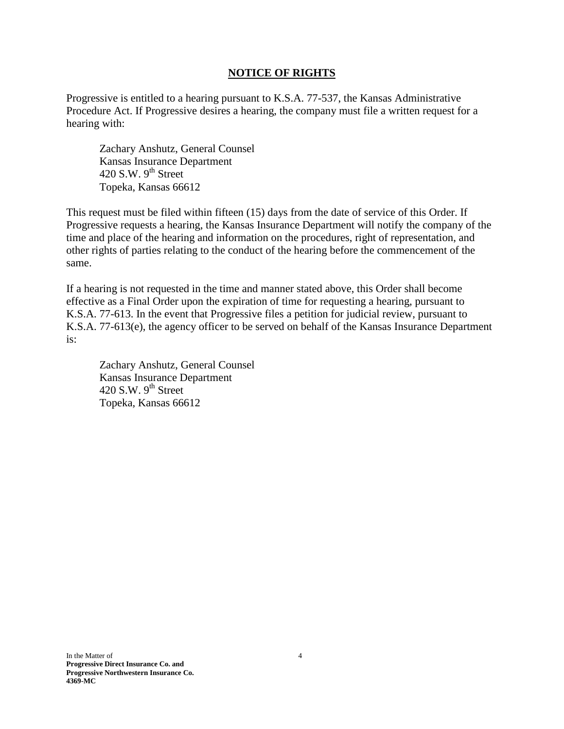## NOTICE OF RIGHTS

Progressive is entitled to a hearing pursuant to K.S.A. 77-537, the Kansas Administrative Procedure Act. If Progressive desires a hearing, the company must file a written request for a hearing with:

> Zachary Anshutz, General Counsel
> Kansas Insurance Department
> 420 S.W. 9th Street
> Topeka, Kansas 66612

This request must be filed within fifteen (15) days from the date of service of this Order. If Progressive requests a hearing, the Kansas Insurance Department will notify the company of the time and place of the hearing and information on the procedures, right of representation, and other rights of parties relating to the conduct of the hearing before the commencement of the same.

If a hearing is not requested in the time and manner stated above, this Order shall become effective as a Final Order upon the expiration of time for requesting a hearing, pursuant to K.S.A. 77-613. In the event that Progressive files a petition for judicial review, pursuant to K.S.A. 77-613(e), the agency officer to be served on behalf of the Kansas Insurance Department is:

> Zachary Anshutz, General Counsel
> Kansas Insurance Department
> 420 S.W. 9th Street
> Topeka, Kansas 66612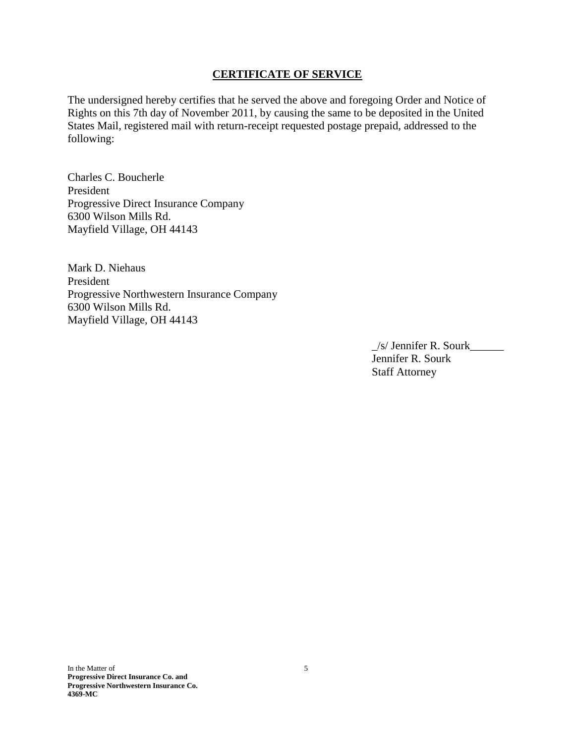## CERTIFICATE OF SERVICE

The undersigned hereby certifies that he served the above and foregoing Order and Notice of Rights on this 7th day of November 2011, by causing the same to be deposited in the United States Mail, registered mail with return-receipt requested postage prepaid, addressed to the following:

Charles C. Boucherle
President
Progressive Direct Insurance Company
6300 Wilson Mills Rd.
Mayfield Village, OH 44143

Mark D. Niehaus
President
Progressive Northwestern Insurance Company
6300 Wilson Mills Rd.
Mayfield Village, OH 44143

_/s/ Jennifer R. Sourk______
Jennifer R. Sourk
Staff Attorney